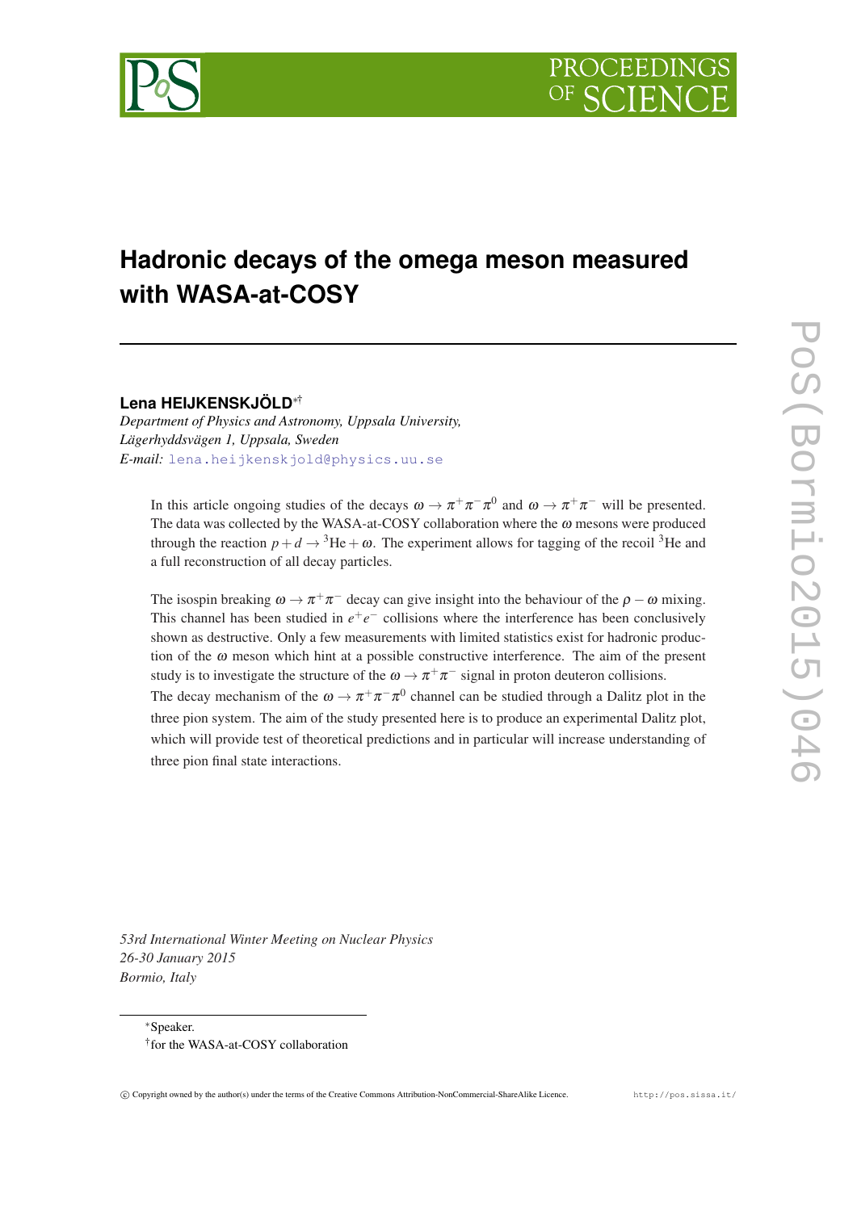# Hadronic decays of the omega meson measured with WASA-at-COSY

**Lena HEIJKENSKJÖLD**[*][†]

*Department of Physics and Astronomy, Uppsala University,*
*Lägerhyddsvägen 1, Uppsala, Sweden*
*E-mail:* lena.heijkenskjold@physics.uu.se

In this article ongoing studies of the decays $\omega \to \pi^+\pi^-\pi^0$ and $\omega \to \pi^+\pi^-$ will be presented. The data was collected by the WASA-at-COSY collaboration where the $\omega$ mesons were produced through the reaction $p + d \to {}^3\text{He} + \omega$. The experiment allows for tagging of the recoil ${}^3$He and a full reconstruction of all decay particles.

The isospin breaking $\omega \to \pi^+\pi^-$ decay can give insight into the behaviour of the $\rho - \omega$ mixing. This channel has been studied in $e^+e^-$ collisions where the interference has been conclusively shown as destructive. Only a few measurements with limited statistics exist for hadronic production of the $\omega$ meson which hint at a possible constructive interference. The aim of the present study is to investigate the structure of the $\omega \to \pi^+\pi^-$ signal in proton deuteron collisions.
The decay mechanism of the $\omega \to \pi^+\pi^-\pi^0$ channel can be studied through a Dalitz plot in the three pion system. The aim of the study presented here is to produce an experimental Dalitz plot, which will provide test of theoretical predictions and in particular will increase understanding of three pion final state interactions.

*53rd International Winter Meeting on Nuclear Physics*
*26-30 January 2015*
*Bormio, Italy*

[*]Speaker.
[†]for the WASA-at-COSY collaboration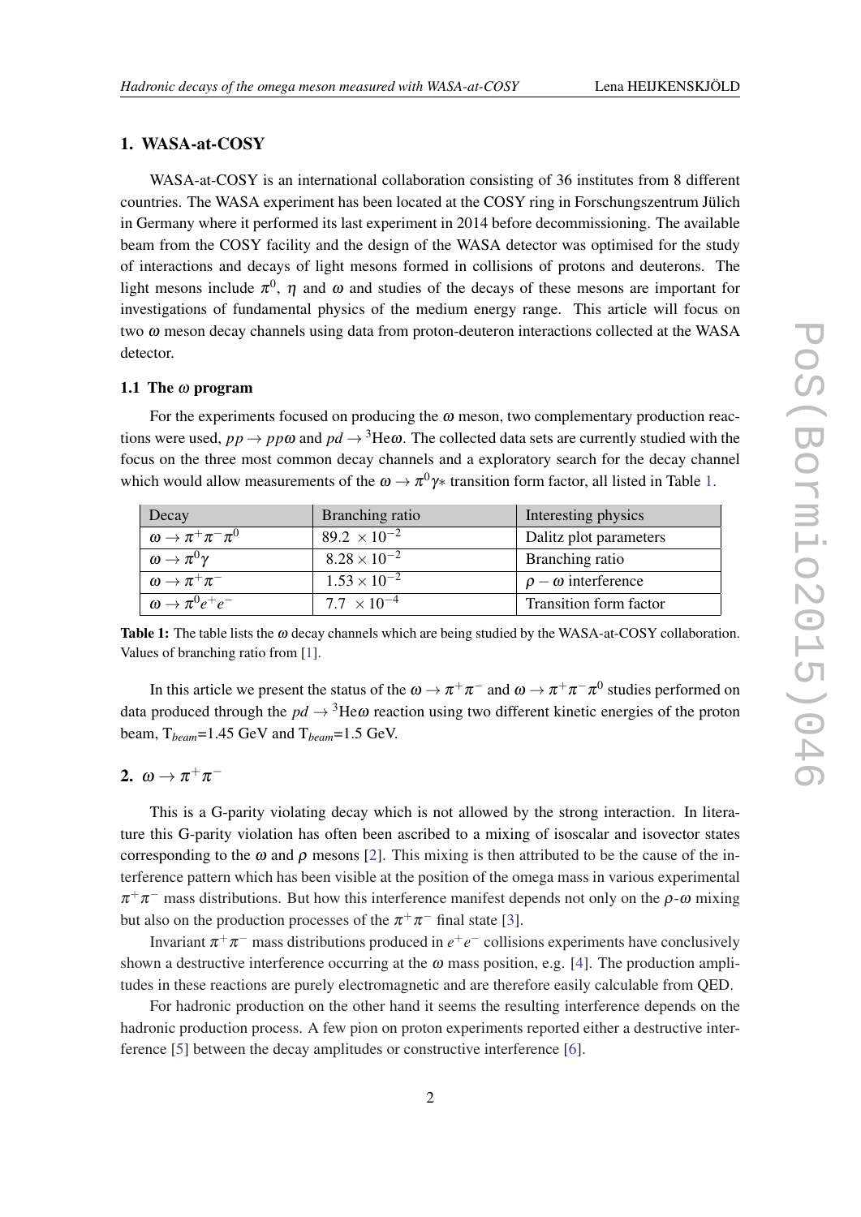## 1. WASA-at-COSY

WASA-at-COSY is an international collaboration consisting of 36 institutes from 8 different countries. The WASA experiment has been located at the COSY ring in Forschungszentrum Jülich in Germany where it performed its last experiment in 2014 before decommissioning. The available beam from the COSY facility and the design of the WASA detector was optimised for the study of interactions and decays of light mesons formed in collisions of protons and deuterons. The light mesons include $\pi^0$, $\eta$ and $\omega$ and studies of the decays of these mesons are important for investigations of fundamental physics of the medium energy range. This article will focus on two $\omega$ meson decay channels using data from proton-deuteron interactions collected at the WASA detector.

### 1.1 The $\omega$ program

For the experiments focused on producing the $\omega$ meson, two complementary production reactions were used, $pp \to pp\omega$ and $pd \to {}^3\text{He}\omega$. The collected data sets are currently studied with the focus on the three most common decay channels and a exploratory search for the decay channel which would allow measurements of the $\omega \to \pi^0\gamma*$ transition form factor, all listed in Table 1.

| Decay | Branching ratio | Interesting physics |
|---|---|---|
| $\omega \to \pi^+\pi^-\pi^0$ | $89.2 \times 10^{-2}$ | Dalitz plot parameters |
| $\omega \to \pi^0\gamma$ | $8.28 \times 10^{-2}$ | Branching ratio |
| $\omega \to \pi^+\pi^-$ | $1.53 \times 10^{-2}$ | $\rho - \omega$ interference |
| $\omega \to \pi^0 e^+e^-$ | $7.7 \times 10^{-4}$ | Transition form factor |

**Table 1:** The table lists the $\omega$ decay channels which are being studied by the WASA-at-COSY collaboration. Values of branching ratio from [1].

In this article we present the status of the $\omega \to \pi^+\pi^-$ and $\omega \to \pi^+\pi^-\pi^0$ studies performed on data produced through the $pd \to {}^3\text{He}\omega$ reaction using two different kinetic energies of the proton beam, $T_{beam}$=1.45 GeV and $T_{beam}$=1.5 GeV.

## 2. $\omega \to \pi^+\pi^-$

This is a G-parity violating decay which is not allowed by the strong interaction. In literature this G-parity violation has often been ascribed to a mixing of isoscalar and isovector states corresponding to the $\omega$ and $\rho$ mesons [2]. This mixing is then attributed to be the cause of the interference pattern which has been visible at the position of the omega mass in various experimental $\pi^+\pi^-$ mass distributions. But how this interference manifest depends not only on the $\rho$-$\omega$ mixing but also on the production processes of the $\pi^+\pi^-$ final state [3].

Invariant $\pi^+\pi^-$ mass distributions produced in $e^+e^-$ collisions experiments have conclusively shown a destructive interference occurring at the $\omega$ mass position, e.g. [4]. The production amplitudes in these reactions are purely electromagnetic and are therefore easily calculable from QED.

For hadronic production on the other hand it seems the resulting interference depends on the hadronic production process. A few pion on proton experiments reported either a destructive interference [5] between the decay amplitudes or constructive interference [6].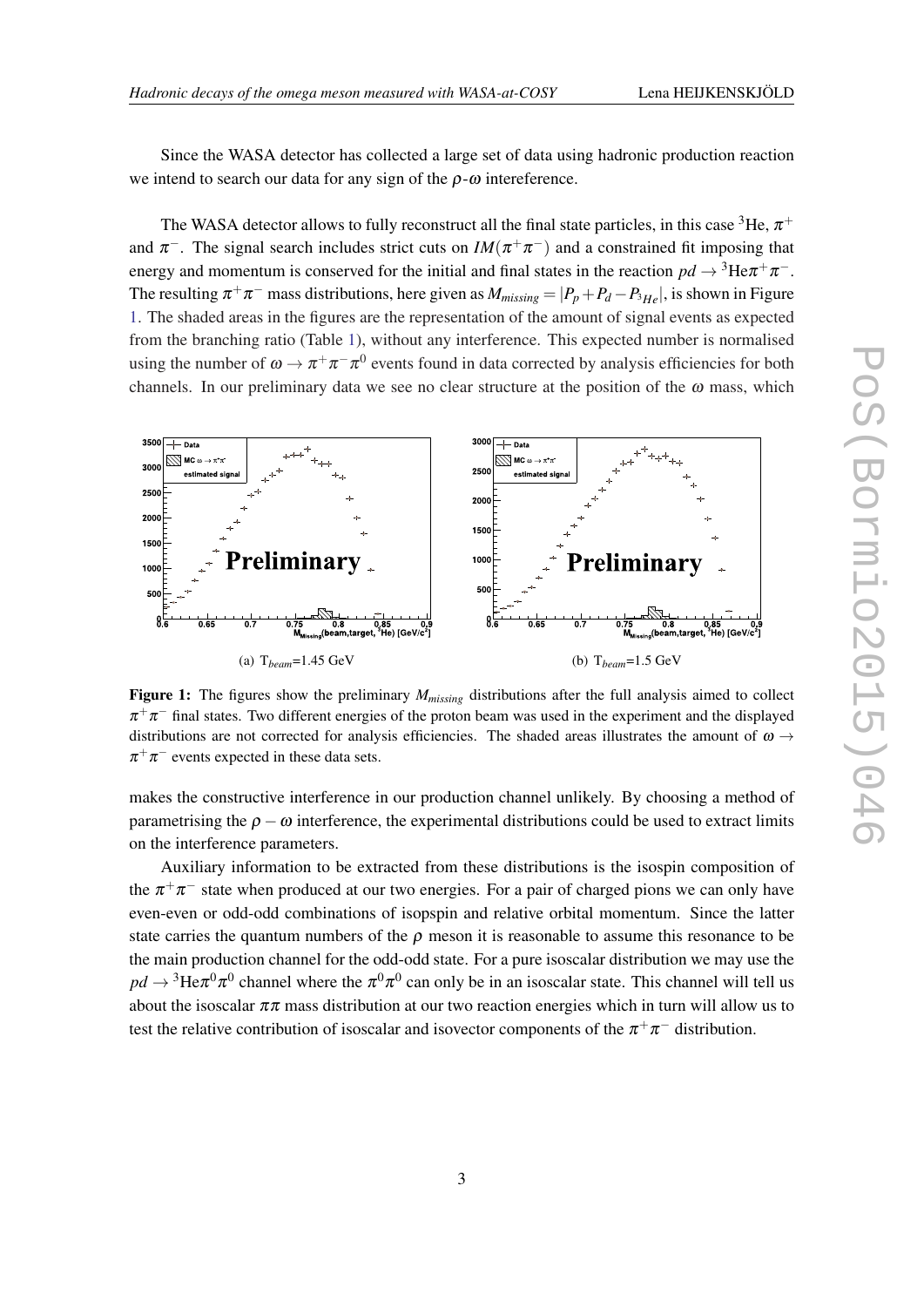Since the WASA detector has collected a large set of data using hadronic production reaction we intend to search our data for any sign of the $\rho$-$\omega$ intereference.

The WASA detector allows to fully reconstruct all the final state particles, in this case $^3$He, $\pi^+$ and $\pi^-$. The signal search includes strict cuts on $IM(\pi^+\pi^-)$ and a constrained fit imposing that energy and momentum is conserved for the initial and final states in the reaction $pd \to {}^3\text{He}\pi^+\pi^-$. The resulting $\pi^+\pi^-$ mass distributions, here given as $M_{missing} = |P_p + P_d - P_{^3He}|$, is shown in Figure 1. The shaded areas in the figures are the representation of the amount of signal events as expected from the branching ratio (Table 1), without any interference. This expected number is normalised using the number of $\omega \to \pi^+\pi^-\pi^0$ events found in data corrected by analysis efficiencies for both channels. In our preliminary data we see no clear structure at the position of the $\omega$ mass, which

(a) $T_{beam}$=1.45 GeV

(b) $T_{beam}$=1.5 GeV

**Figure 1:** The figures show the preliminary $M_{missing}$ distributions after the full analysis aimed to collect $\pi^+\pi^-$ final states. Two different energies of the proton beam was used in the experiment and the displayed distributions are not corrected for analysis efficiencies. The shaded areas illustrates the amount of $\omega \to \pi^+\pi^-$ events expected in these data sets.

makes the constructive interference in our production channel unlikely. By choosing a method of parametrising the $\rho - \omega$ interference, the experimental distributions could be used to extract limits on the interference parameters.

Auxiliary information to be extracted from these distributions is the isospin composition of the $\pi^+\pi^-$ state when produced at our two energies. For a pair of charged pions we can only have even-even or odd-odd combinations of isopspin and relative orbital momentum. Since the latter state carries the quantum numbers of the $\rho$ meson it is reasonable to assume this resonance to be the main production channel for the odd-odd state. For a pure isoscalar distribution we may use the $pd \to {}^3\text{He}\pi^0\pi^0$ channel where the $\pi^0\pi^0$ can only be in an isoscalar state. This channel will tell us about the isoscalar $\pi\pi$ mass distribution at our two reaction energies which in turn will allow us to test the relative contribution of isoscalar and isovector components of the $\pi^+\pi^-$ distribution.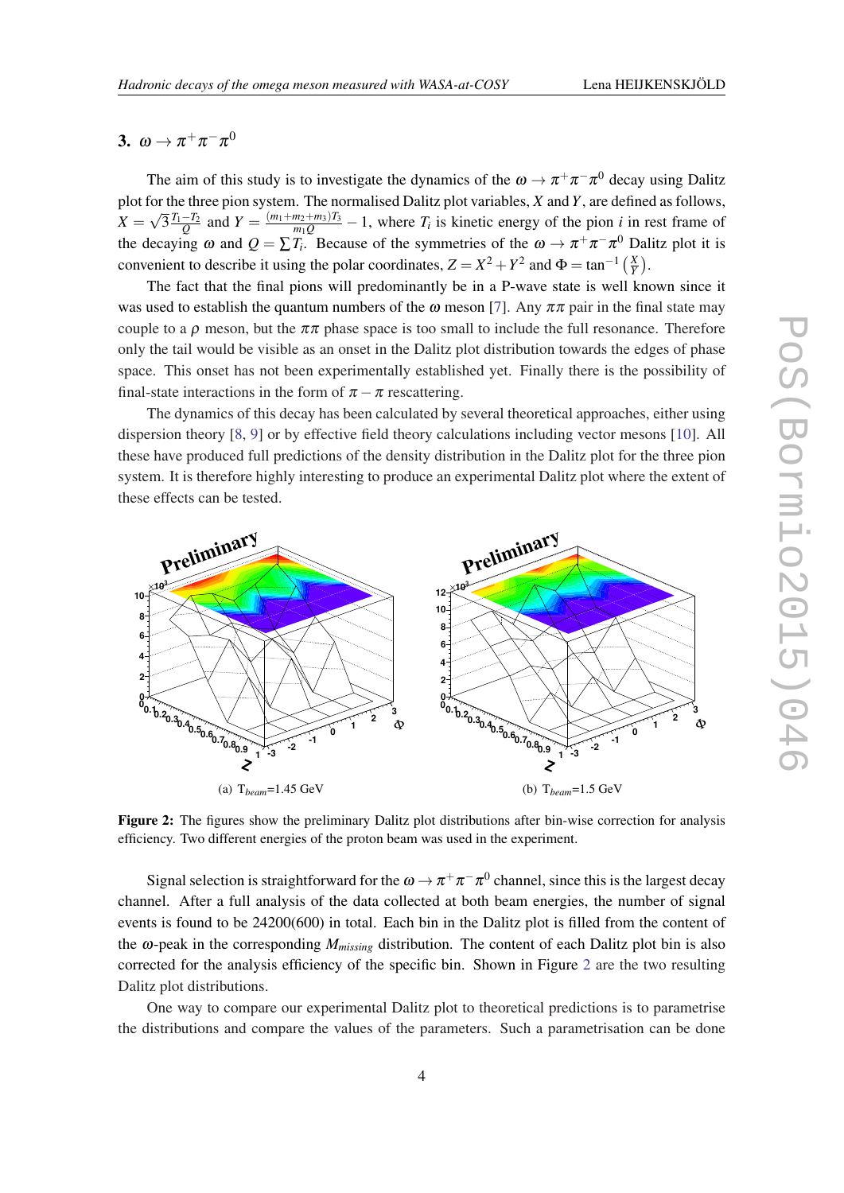## 3. $\omega \to \pi^+\pi^-\pi^0$

The aim of this study is to investigate the dynamics of the $\omega \to \pi^+\pi^-\pi^0$ decay using Dalitz plot for the three pion system. The normalised Dalitz plot variables, $X$ and $Y$, are defined as follows, $X = \sqrt{3}\frac{T_1 - T_2}{Q}$ and $Y = \frac{(m_1+m_2+m_3)T_3}{m_1 Q} - 1$, where $T_i$ is kinetic energy of the pion $i$ in rest frame of the decaying $\omega$ and $Q = \sum T_i$. Because of the symmetries of the $\omega \to \pi^+\pi^-\pi^0$ Dalitz plot it is convenient to describe it using the polar coordinates, $Z = X^2 + Y^2$ and $\Phi = \tan^{-1}\left(\frac{X}{Y}\right)$.

The fact that the final pions will predominantly be in a P-wave state is well known since it was used to establish the quantum numbers of the $\omega$ meson [7]. Any $\pi\pi$ pair in the final state may couple to a $\rho$ meson, but the $\pi\pi$ phase space is too small to include the full resonance. Therefore only the tail would be visible as an onset in the Dalitz plot distribution towards the edges of phase space. This onset has not been experimentally established yet. Finally there is the possibility of final-state interactions in the form of $\pi - \pi$ rescattering.

The dynamics of this decay has been calculated by several theoretical approaches, either using dispersion theory [8, 9] or by effective field theory calculations including vector mesons [10]. All these have produced full predictions of the density distribution in the Dalitz plot for the three pion system. It is therefore highly interesting to produce an experimental Dalitz plot where the extent of these effects can be tested.

(a) $T_{beam}$=1.45 GeV

(b) $T_{beam}$=1.5 GeV

**Figure 2:** The figures show the preliminary Dalitz plot distributions after bin-wise correction for analysis efficiency. Two different energies of the proton beam was used in the experiment.

Signal selection is straightforward for the $\omega \to \pi^+\pi^-\pi^0$ channel, since this is the largest decay channel. After a full analysis of the data collected at both beam energies, the number of signal events is found to be 24200(600) in total. Each bin in the Dalitz plot is filled from the content of the $\omega$-peak in the corresponding $M_{missing}$ distribution. The content of each Dalitz plot bin is also corrected for the analysis efficiency of the specific bin. Shown in Figure 2 are the two resulting Dalitz plot distributions.

One way to compare our experimental Dalitz plot to theoretical predictions is to parametrise the distributions and compare the values of the parameters. Such a parametrisation can be done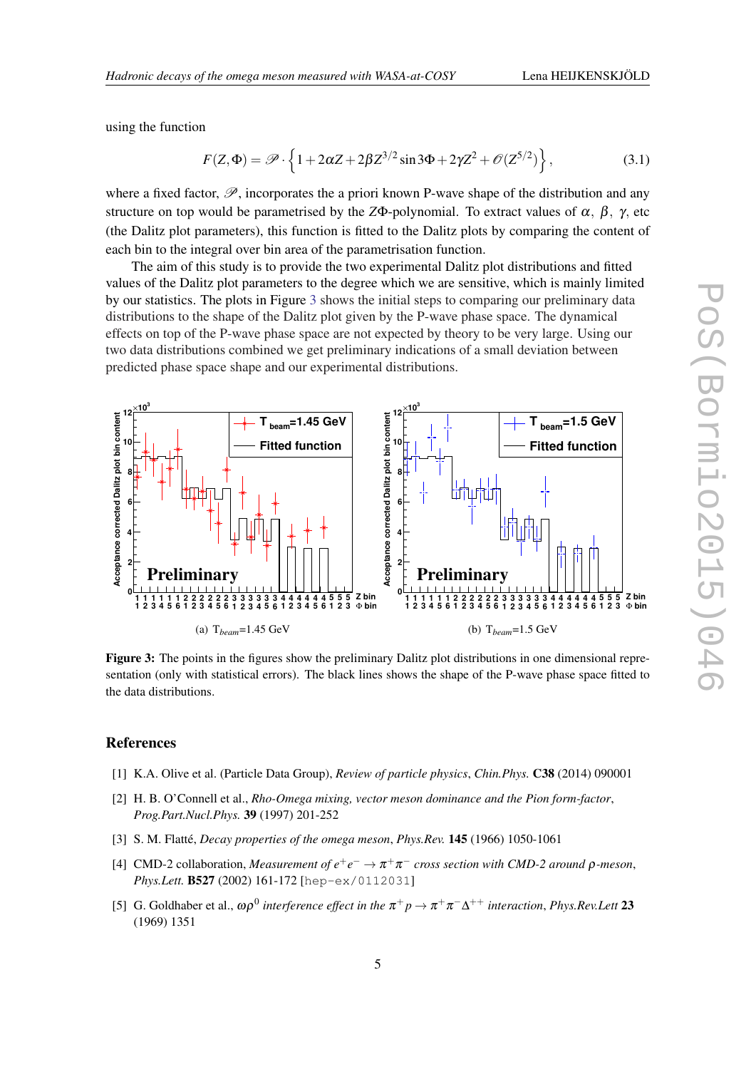using the function

$$F(Z,\Phi) = \mathscr{P} \cdot \left\{1 + 2\alpha Z + 2\beta Z^{3/2} \sin 3\Phi + 2\gamma Z^2 + \mathscr{O}(Z^{5/2})\right\}, \tag{3.1}$$

where a fixed factor, $\mathscr{P}$, incorporates the a priori known P-wave shape of the distribution and any structure on top would be parametrised by the $Z\Phi$-polynomial. To extract values of $\alpha$, $\beta$, $\gamma$, etc (the Dalitz plot parameters), this function is fitted to the Dalitz plots by comparing the content of each bin to the integral over bin area of the parametrisation function.

The aim of this study is to provide the two experimental Dalitz plot distributions and fitted values of the Dalitz plot parameters to the degree which we are sensitive, which is mainly limited by our statistics. The plots in Figure 3 shows the initial steps to comparing our preliminary data distributions to the shape of the Dalitz plot given by the P-wave phase space. The dynamical effects on top of the P-wave phase space are not expected by theory to be very large. Using our two data distributions combined we get preliminary indications of a small deviation between predicted phase space shape and our experimental distributions.

(a) $T_{beam}$=1.45 GeV

(b) $T_{beam}$=1.5 GeV

**Figure 3:** The points in the figures show the preliminary Dalitz plot distributions in one dimensional representation (only with statistical errors). The black lines shows the shape of the P-wave phase space fitted to the data distributions.

## References

[1] K.A. Olive et al. (Particle Data Group), *Review of particle physics*, *Chin.Phys.* **C38** (2014) 090001

[2] H. B. O'Connell et al., *Rho-Omega mixing, vector meson dominance and the Pion form-factor*, *Prog.Part.Nucl.Phys.* **39** (1997) 201-252

[3] S. M. Flatté, *Decay properties of the omega meson*, *Phys.Rev.* **145** (1966) 1050-1061

[4] CMD-2 collaboration, *Measurement of $e^+e^- \to \pi^+\pi^-$ cross section with CMD-2 around $\rho$-meson*, *Phys.Lett.* **B527** (2002) 161-172 [hep-ex/0112031]

[5] G. Goldhaber et al., *$\omega\rho^0$ interference effect in the $\pi^+ p \to \pi^+\pi^-\Delta^{++}$ interaction*, *Phys.Rev.Lett* **23** (1969) 1351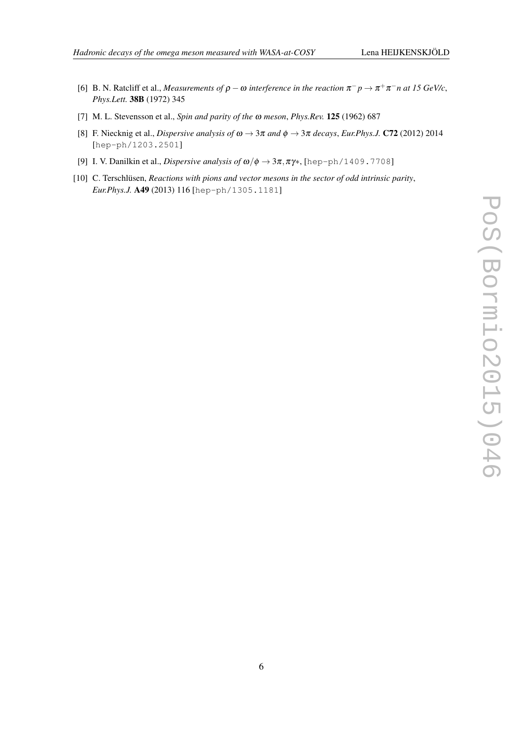[6] B. N. Ratcliff et al., *Measurements of $\rho-\omega$ interference in the reaction $\pi^- p \rightarrow \pi^+\pi^- n$ at 15 GeV/c*, *Phys.Lett.* **38B** (1972) 345

[7] M. L. Stevensson et al., *Spin and parity of the $\omega$ meson*, *Phys.Rev.* **125** (1962) 687

[8] F. Niecknig et al., *Dispersive analysis of $\omega \rightarrow 3\pi$ and $\phi \rightarrow 3\pi$ decays*, *Eur.Phys.J.* **C72** (2012) 2014 [hep-ph/1203.2501]

[9] I. V. Danilkin et al., *Dispersive analysis of $\omega/\phi \rightarrow 3\pi, \pi\gamma*$*, [hep-ph/1409.7708]

[10] C. Terschlüsen, *Reactions with pions and vector mesons in the sector of odd intrinsic parity*, *Eur.Phys.J.* **A49** (2013) 116 [hep-ph/1305.1181]